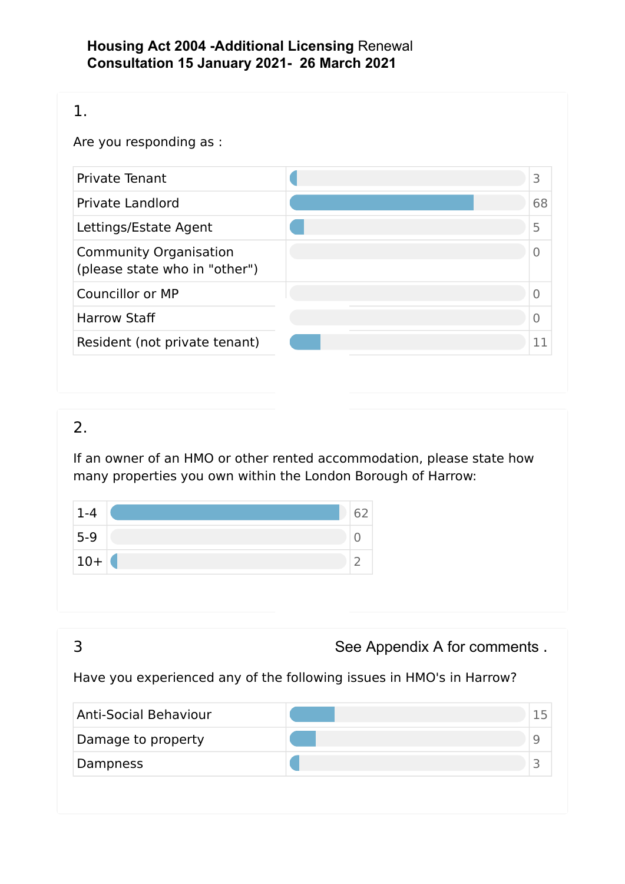**Housing Act 2004 -Additional Licensing** Renewal
**Consultation 15 January 2021- 26 March 2021**

1.

Are you responding as :

| Response | Count |
|---|---|
| Private Tenant | 3 |
| Private Landlord | 68 |
| Lettings/Estate Agent | 5 |
| Community Organisation (please state who in "other") | 0 |
| Councillor or MP | 0 |
| Harrow Staff | 0 |
| Resident (not private tenant) | 11 |

2.

If an owner of an HMO or other rented accommodation, please state how many properties you own within the London Borough of Harrow:

| Properties | Count |
|---|---|
| 1-4 | 62 |
| 5-9 | 0 |
| 10+ | 2 |

3 See Appendix A for comments .

Have you experienced any of the following issues in HMO's in Harrow?

| Issue | Count |
|---|---|
| Anti-Social Behaviour | 15 |
| Damage to property | 9 |
| Dampness | 3 |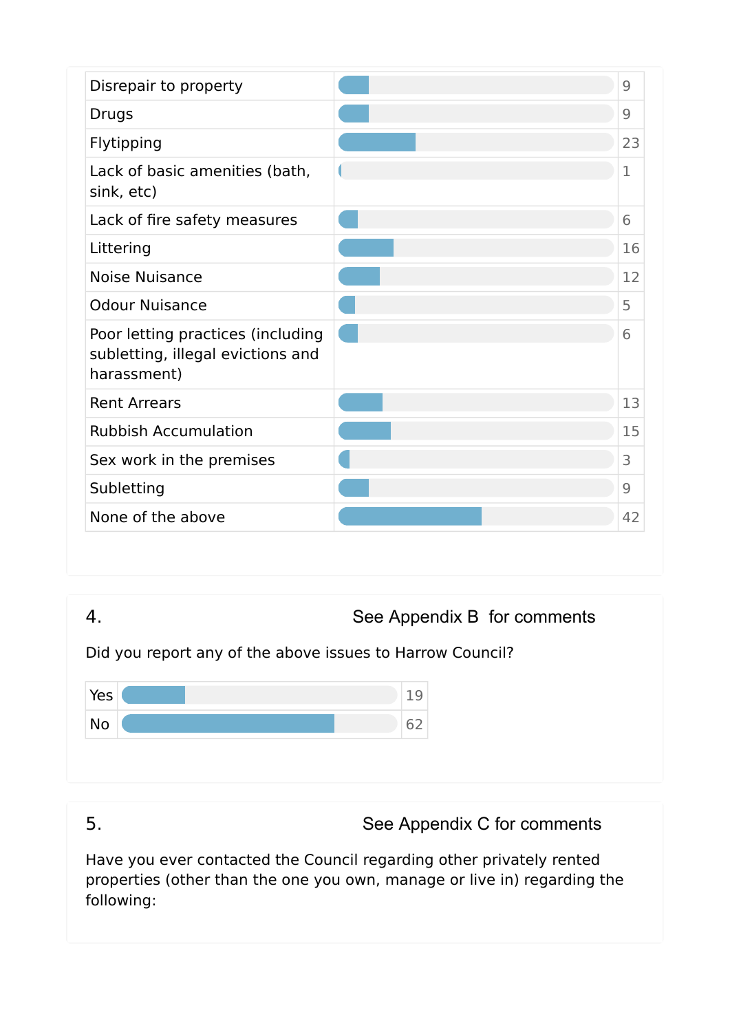| Issue | Count |
|---|---|
| Disrepair to property | 9 |
| Drugs | 9 |
| Flytipping | 23 |
| Lack of basic amenities (bath, sink, etc) | 1 |
| Lack of fire safety measures | 6 |
| Littering | 16 |
| Noise Nuisance | 12 |
| Odour Nuisance | 5 |
| Poor letting practices (including subletting, illegal evictions and harassment) | 6 |
| Rent Arrears | 13 |
| Rubbish Accumulation | 15 |
| Sex work in the premises | 3 |
| Subletting | 9 |
| None of the above | 42 |

4. See Appendix B for comments

Did you report any of the above issues to Harrow Council?

| Response | Count |
|---|---|
| Yes | 19 |
| No | 62 |

5. See Appendix C for comments

Have you ever contacted the Council regarding other privately rented properties (other than the one you own, manage or live in) regarding the following: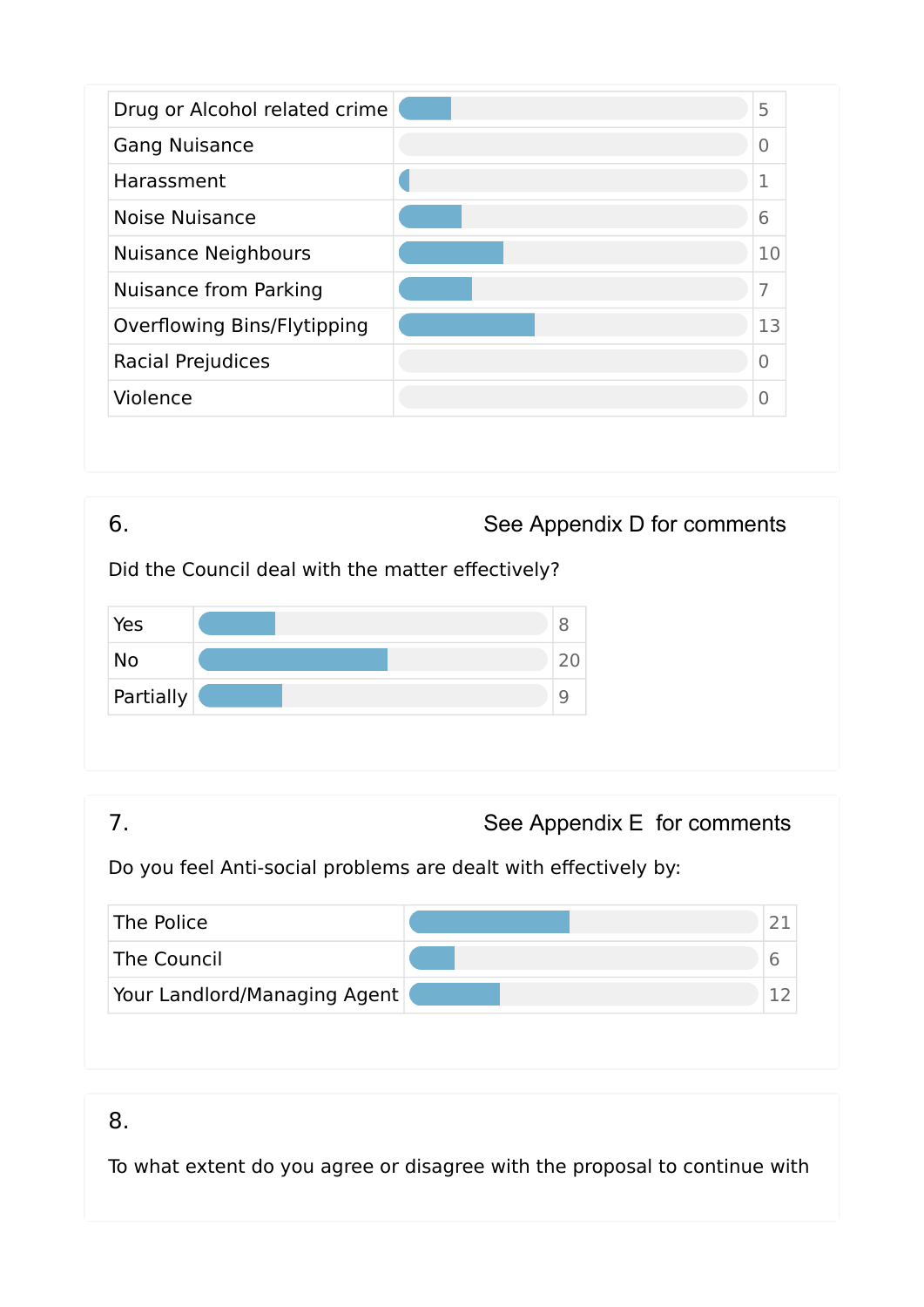| Category | Count |
| --- | --- |
| Drug or Alcohol related crime | 5 |
| Gang Nuisance | 0 |
| Harassment | 1 |
| Noise Nuisance | 6 |
| Nuisance Neighbours | 10 |
| Nuisance from Parking | 7 |
| Overflowing Bins/Flytipping | 13 |
| Racial Prejudices | 0 |
| Violence | 0 |

6. See Appendix D for comments

Did the Council deal with the matter effectively?

| Response | Count |
| --- | --- |
| Yes | 8 |
| No | 20 |
| Partially | 9 |

7. See Appendix E for comments

Do you feel Anti-social problems are dealt with effectively by:

| Response | Count |
| --- | --- |
| The Police | 21 |
| The Council | 6 |
| Your Landlord/Managing Agent | 12 |

8.

To what extent do you agree or disagree with the proposal to continue with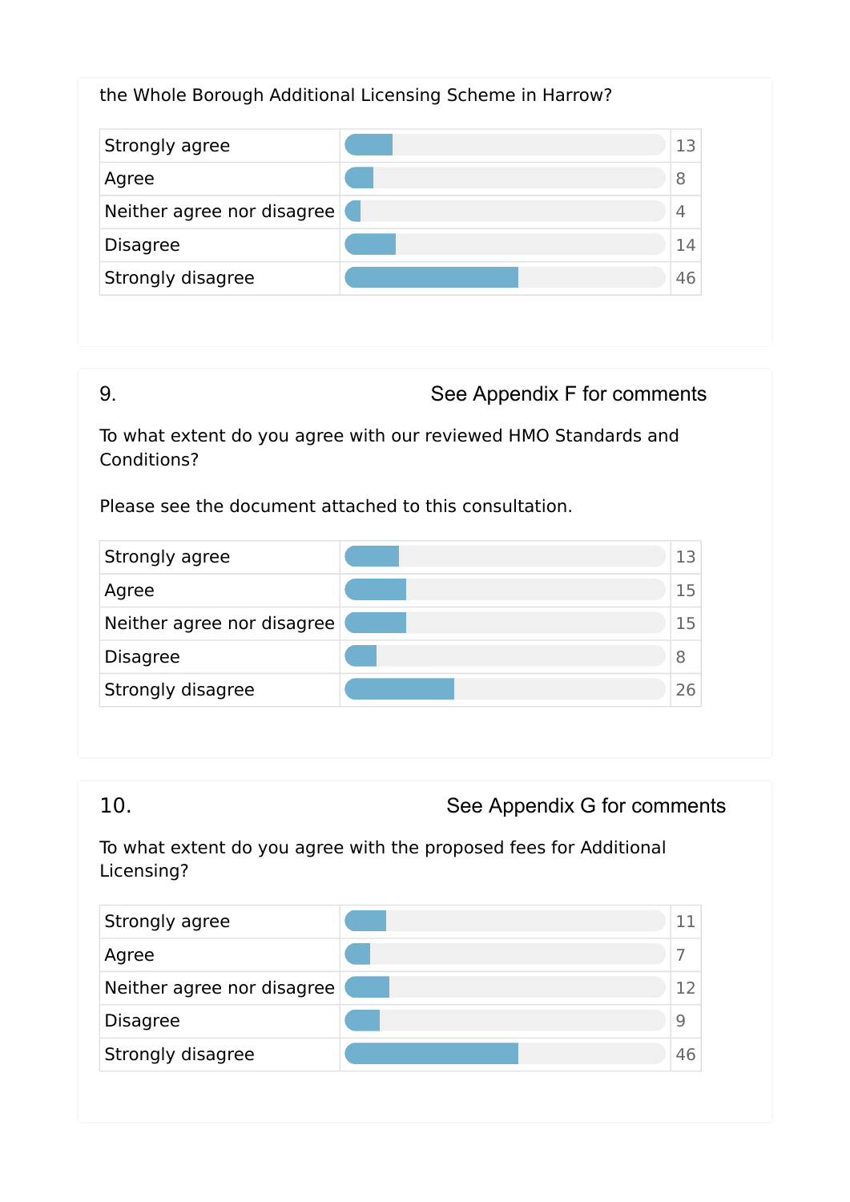the Whole Borough Additional Licensing Scheme in Harrow?

| Response | Count |
|---|---|
| Strongly agree | 13 |
| Agree | 8 |
| Neither agree nor disagree | 4 |
| Disagree | 14 |
| Strongly disagree | 46 |

## 9. See Appendix F for comments

To what extent do you agree with our reviewed HMO Standards and Conditions?

Please see the document attached to this consultation.

| Response | Count |
|---|---|
| Strongly agree | 13 |
| Agree | 15 |
| Neither agree nor disagree | 15 |
| Disagree | 8 |
| Strongly disagree | 26 |

## 10. See Appendix G for comments

To what extent do you agree with the proposed fees for Additional Licensing?

| Response | Count |
|---|---|
| Strongly agree | 11 |
| Agree | 7 |
| Neither agree nor disagree | 12 |
| Disagree | 9 |
| Strongly disagree | 46 |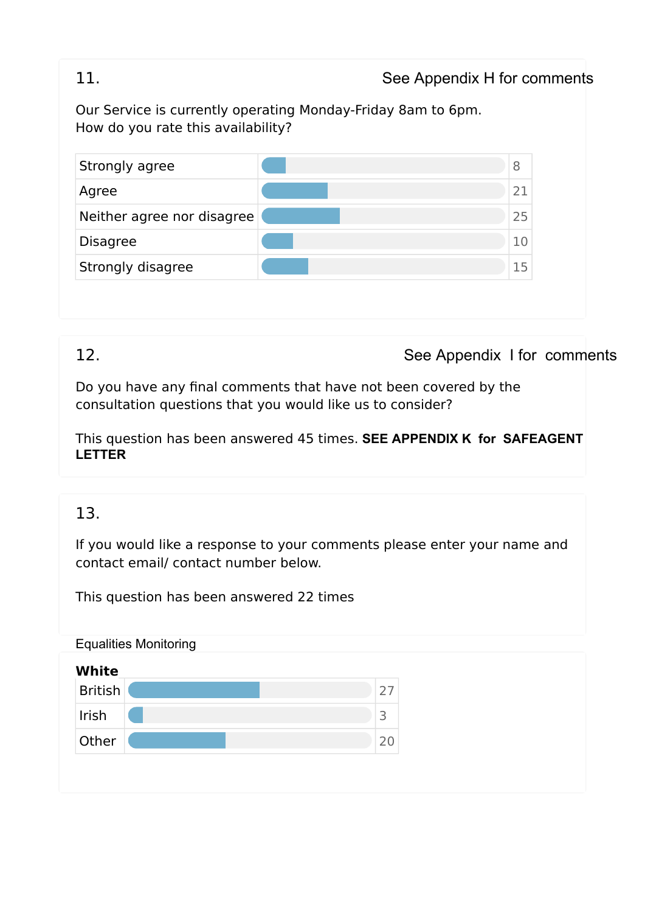11. See Appendix H for comments

Our Service is currently operating Monday-Friday 8am to 6pm.
How do you rate this availability?

| Response | Count |
|---|---|
| Strongly agree | 8 |
| Agree | 21 |
| Neither agree nor disagree | 25 |
| Disagree | 10 |
| Strongly disagree | 15 |

12. See Appendix I for comments

Do you have any final comments that have not been covered by the consultation questions that you would like us to consider?

This question has been answered 45 times. **SEE APPENDIX K for SAFEAGENT LETTER**

13.

If you would like a response to your comments please enter your name and contact email/ contact number below.

This question has been answered 22 times

Equalities Monitoring

**White**

| White | Count |
|---|---|
| British | 27 |
| Irish | 3 |
| Other | 20 |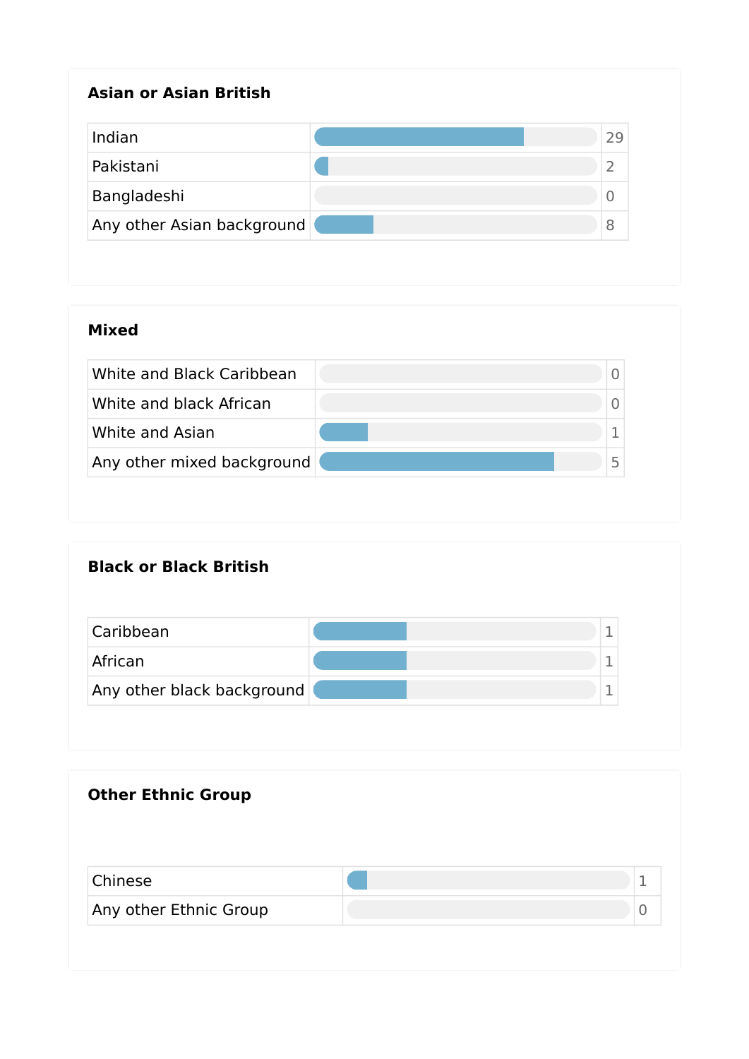## Asian or Asian British

| Category | Count |
| --- | --- |
| Indian | 29 |
| Pakistani | 2 |
| Bangladeshi | 0 |
| Any other Asian background | 8 |

## Mixed

| Category | Count |
| --- | --- |
| White and Black Caribbean | 0 |
| White and black African | 0 |
| White and Asian | 1 |
| Any other mixed background | 5 |

## Black or Black British

| Category | Count |
| --- | --- |
| Caribbean | 1 |
| African | 1 |
| Any other black background | 1 |

## Other Ethnic Group

| Category | Count |
| --- | --- |
| Chinese | 1 |
| Any other Ethnic Group | 0 |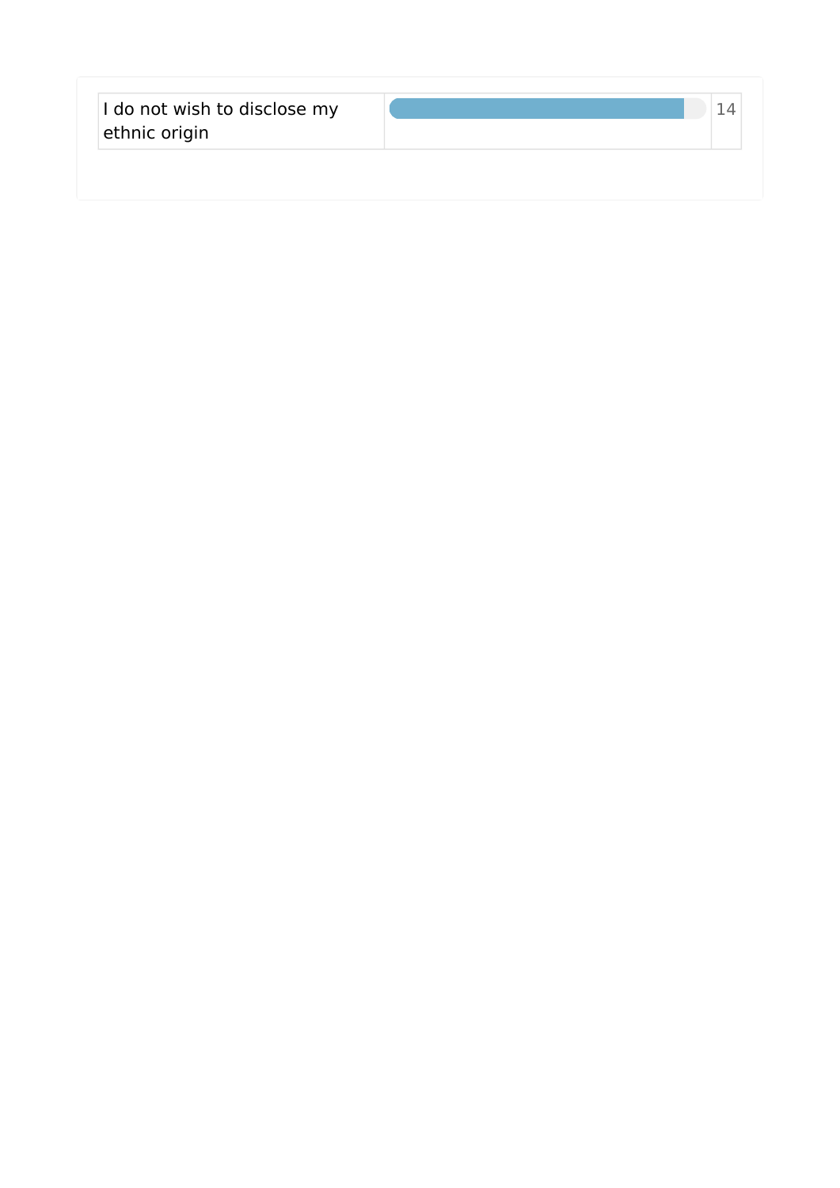I do not wish to disclose my ethnic origin

14